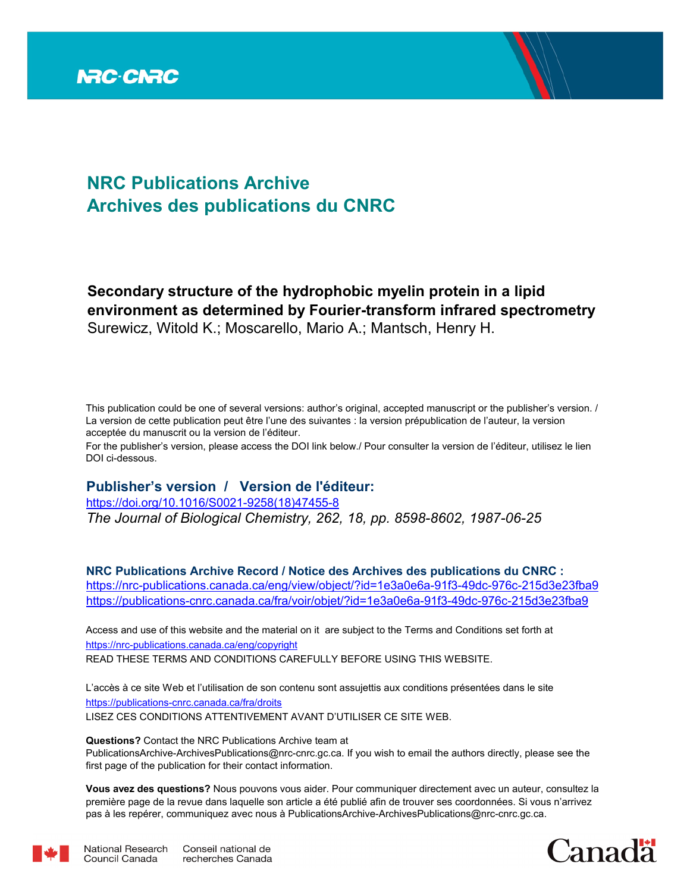NRC·CNRC

# NRC Publications Archive
# Archives des publications du CNRC

**Secondary structure of the hydrophobic myelin protein in a lipid environment as determined by Fourier-transform infrared spectrometry**
Surewicz, Witold K.; Moscarello, Mario A.; Mantsch, Henry H.

This publication could be one of several versions: author's original, accepted manuscript or the publisher's version. / La version de cette publication peut être l'une des suivantes : la version prépublication de l'auteur, la version acceptée du manuscrit ou la version de l'éditeur.

For the publisher's version, please access the DOI link below./ Pour consulter la version de l'éditeur, utilisez le lien DOI ci-dessous.

## Publisher's version / Version de l'éditeur:

https://doi.org/10.1016/S0021-9258(18)47455-8
*The Journal of Biological Chemistry, 262, 18, pp. 8598-8602, 1987-06-25*

**NRC Publications Archive Record / Notice des Archives des publications du CNRC :**
https://nrc-publications.canada.ca/eng/view/object/?id=1e3a0e6a-91f3-49dc-976c-215d3e23fba9
https://publications-cnrc.canada.ca/fra/voir/objet/?id=1e3a0e6a-91f3-49dc-976c-215d3e23fba9

Access and use of this website and the material on it are subject to the Terms and Conditions set forth at
https://nrc-publications.canada.ca/eng/copyright
READ THESE TERMS AND CONDITIONS CAREFULLY BEFORE USING THIS WEBSITE.

L'accès à ce site Web et l'utilisation de son contenu sont assujettis aux conditions présentées dans le site
https://publications-cnrc.canada.ca/fra/droits
LISEZ CES CONDITIONS ATTENTIVEMENT AVANT D'UTILISER CE SITE WEB.

**Questions?** Contact the NRC Publications Archive team at
PublicationsArchive-ArchivesPublications@nrc-cnrc.gc.ca. If you wish to email the authors directly, please see the first page of the publication for their contact information.

**Vous avez des questions?** Nous pouvons vous aider. Pour communiquer directement avec un auteur, consultez la première page de la revue dans laquelle son article a été publié afin de trouver ses coordonnées. Si vous n'arrivez pas à les repérer, communiquez avec nous à PublicationsArchive-ArchivesPublications@nrc-cnrc.gc.ca.

National Research Council Canada | Conseil national de recherches Canada

Canada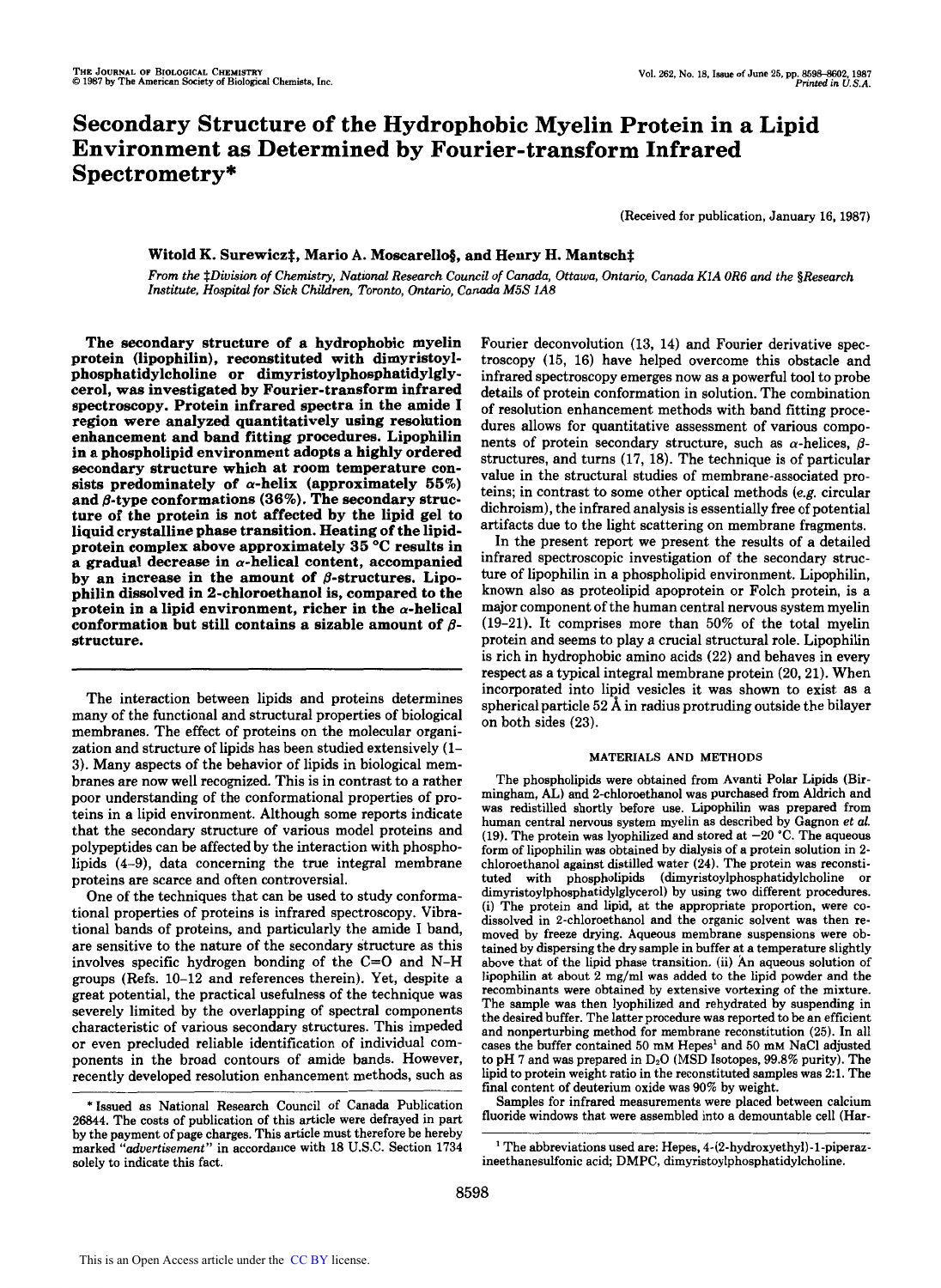# Secondary Structure of the Hydrophobic Myelin Protein in a Lipid Environment as Determined by Fourier-transform Infrared Spectrometry*

(Received for publication, January 16, 1987)

**Witold K. Surewicz‡, Mario A. Moscarello§, and Henry H. Mantsch‡**

*From the ‡Division of Chemistry, National Research Council of Canada, Ottawa, Ontario, Canada K1A 0R6 and the §Research Institute, Hospital for Sick Children, Toronto, Ontario, Canada M5S 1A8*

**The secondary structure of a hydrophobic myelin protein (lipophilin), reconstituted with dimyristoylphosphatidylcholine or dimyristoylphosphatidylglycerol, was investigated by Fourier-transform infrared spectroscopy. Protein infrared spectra in the amide I region were analyzed quantitatively using resolution enhancement and band fitting procedures. Lipophilin in a phospholipid environment adopts a highly ordered secondary structure which at room temperature consists predominately of α-helix (approximately 55%) and β-type conformations (36%). The secondary structure of the protein is not affected by the lipid gel to liquid crystalline phase transition. Heating of the lipid-protein complex above approximately 35 °C results in a gradual decrease in α-helical content, accompanied by an increase in the amount of β-structures. Lipophilin dissolved in 2-chloroethanol is, compared to the protein in a lipid environment, richer in the α-helical conformation but still contains a sizable amount of β-structure.**

The interaction between lipids and proteins determines many of the functional and structural properties of biological membranes. The effect of proteins on the molecular organization and structure of lipids has been studied extensively (1–3). Many aspects of the behavior of lipids in biological membranes are now well recognized. This is in contrast to a rather poor understanding of the conformational properties of proteins in a lipid environment. Although some reports indicate that the secondary structure of various model proteins and polypeptides can be affected by the interaction with phospholipids (4–9), data concerning the true integral membrane proteins are scarce and often controversial.

One of the techniques that can be used to study conformational properties of proteins is infrared spectroscopy. Vibrational bands of proteins, and particularly the amide I band, are sensitive to the nature of the secondary structure as this involves specific hydrogen bonding of the C=O and N–H groups (Refs. 10–12 and references therein). Yet, despite a great potential, the practical usefulness of the technique was severely limited by the overlapping of spectral components characteristic of various secondary structures. This impeded or even precluded reliable identification of individual components in the broad contours of amide bands. However, recently developed resolution enhancement methods, such as Fourier deconvolution (13, 14) and Fourier derivative spectroscopy (15, 16) have helped overcome this obstacle and infrared spectroscopy emerges now as a powerful tool to probe details of protein conformation in solution. The combination of resolution enhancement methods with band fitting procedures allows for quantitative assessment of various components of protein secondary structure, such as α-helices, β-structures, and turns (17, 18). The technique is of particular value in the structural studies of membrane-associated proteins; in contrast to some other optical methods (*e.g.* circular dichroism), the infrared analysis is essentially free of potential artifacts due to the light scattering on membrane fragments.

In the present report we present the results of a detailed infrared spectroscopic investigation of the secondary structure of lipophilin in a phospholipid environment. Lipophilin, known also as proteolipid apoprotein or Folch protein, is a major component of the human central nervous system myelin (19–21). It comprises more than 50% of the total myelin protein and seems to play a crucial structural role. Lipophilin is rich in hydrophobic amino acids (22) and behaves in every respect as a typical integral membrane protein (20, 21). When incorporated into lipid vesicles it was shown to exist as a spherical particle 52 Å in radius protruding outside the bilayer on both sides (23).

## MATERIALS AND METHODS

The phospholipids were obtained from Avanti Polar Lipids (Birmingham, AL) and 2-chloroethanol was purchased from Aldrich and was redistilled shortly before use. Lipophilin was prepared from human central nervous system myelin as described by Gagnon *et al.* (19). The protein was lyophilized and stored at −20 °C. The aqueous form of lipophilin was obtained by dialysis of a protein solution in 2-chloroethanol against distilled water (24). The protein was reconstituted with phospholipids (dimyristoylphosphatidylcholine or dimyristoylphosphatidylglycerol) by using two different procedures. (i) The protein and lipid, at the appropriate proportion, were codissolved in 2-chloroethanol and the organic solvent was then removed by freeze drying. Aqueous membrane suspensions were obtained by dispersing the dry sample in buffer at a temperature slightly above that of the lipid phase transition. (ii) An aqueous solution of lipophilin at about 2 mg/ml was added to the lipid powder and the recombinants were obtained by extensive vortexing of the mixture. The sample was then lyophilized and rehydrated by suspending in the desired buffer. The latter procedure was reported to be an efficient and nonperturbing method for membrane reconstitution (25). In all cases the buffer contained 50 mM Hepes[1] and 50 mM NaCl adjusted to pH 7 and was prepared in $D_2O$ (MSD Isotopes, 99.8% purity). The lipid to protein weight ratio in the reconstituted samples was 2:1. The final content of deuterium oxide was 90% by weight.

Samples for infrared measurements were placed between calcium fluoride windows that were assembled into a demountable cell (Har-

\* Issued as National Research Council of Canada Publication 26844. The costs of publication of this article were defrayed in part by the payment of page charges. This article must therefore be hereby marked "*advertisement*" in accordance with 18 U.S.C. Section 1734 solely to indicate this fact.

[1] The abbreviations used are: Hepes, 4-(2-hydroxyethyl)-1-piperazineethanesulfonic acid; DMPC, dimyristoylphosphatidylcholine.

This is an Open Access article under the CC BY license.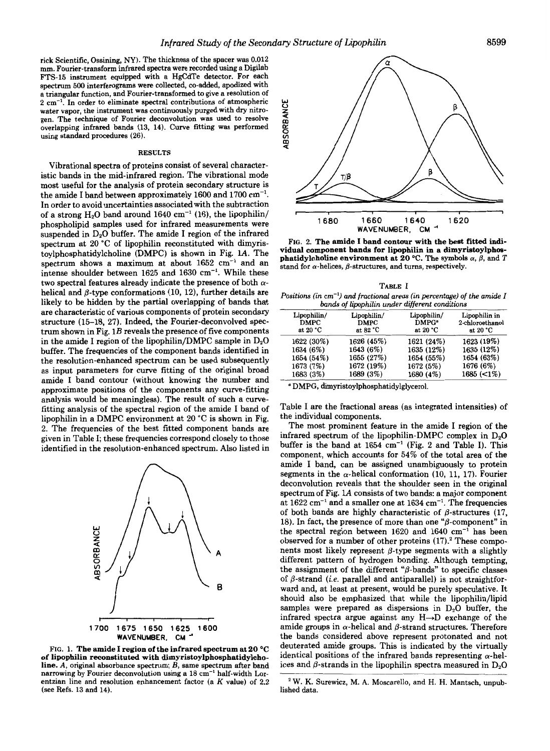rick Scientific, Ossining, NY). The thickness of the spacer was 0.012 mm. Fourier-transform infrared spectra were recorded using a Digilab FTS-15 instrument equipped with a HgCdTe detector. For each spectrum 500 interferograms were collected, co-added, apodized with a triangular function, and Fourier-transformed to give a resolution of 2 $cm^{-1}$. In order to eliminate spectral contributions of atmospheric water vapor, the instrument was continuously purged with dry nitrogen. The technique of Fourier deconvolution was used to resolve overlapping infrared bands (13, 14). Curve fitting was performed using standard procedures (26).

## RESULTS

Vibrational spectra of proteins consist of several characteristic bands in the mid-infrared region. The vibrational mode most useful for the analysis of protein secondary structure is the amide I band between approximately 1600 and 1700 $cm^{-1}$. In order to avoid uncertainties associated with the subtraction of a strong $H_2O$ band around 1640 $cm^{-1}$ (16), the lipophilin/phospholipid samples used for infrared measurements were suspended in $D_2O$ buffer. The amide I region of the infrared spectrum at 20 °C of lipophilin reconstituted with dimyristoylphosphatidylcholine (DMPC) is shown in Fig. 1*A*. The spectrum shows a maximum at about 1652 $cm^{-1}$ and an intense shoulder between 1625 and 1630 $cm^{-1}$. While these two spectral features already indicate the presence of both α-helical and β-type conformations (10, 12), further details are likely to be hidden by the partial overlapping of bands that are characteristic of various components of protein secondary structure (15–18, 27). Indeed, the Fourier-deconvolved spectrum shown in Fig. 1*B* reveals the presence of five components in the amide I region of the lipophilin/DMPC sample in $D_2O$ buffer. The frequencies of the component bands identified in the resolution-enhanced spectrum can be used subsequently as input parameters for curve fitting of the original broad amide I band contour (without knowing the number and approximate positions of the components any curve-fitting analysis would be meaningless). The result of such a curve-fitting analysis of the spectral region of the amide I band of lipophilin in a DMPC environment at 20 °C is shown in Fig. 2. The frequencies of the best fitted component bands are given in Table I; these frequencies correspond closely to those identified in the resolution-enhanced spectrum. Also listed in Table I are the fractional areas (as integrated intensities) of the individual components.

**FIG. 1. The amide I region of the infrared spectrum at 20 °C of lipophilin reconstituted with dimyristoylphosphatidylcholine.** *A*, original absorbance spectrum; *B*, same spectrum after band narrowing by Fourier deconvolution using a 18 $cm^{-1}$ half-width Lorentzian line and resolution enhancement factor (a *K* value) of 2.2 (see Refs. 13 and 14).

**FIG. 2. The amide I band contour with the best fitted individual component bands for lipophilin in a dimyristoylphosphatidylcholine environment at 20 °C.** The symbols α, β, and *T* stand for α-helices, β-structures, and turns, respectively.

TABLE I

*Positions (in $cm^{-1}$) and fractional areas (in percentage) of the amide I bands of lipophilin under different conditions*

| Lipophilin/ DMPC at 20 °C | Lipophilin/ DMPC at 82 °C | Lipophilin/ DMPG[a] at 20 °C | Lipophilin in 2-chloroethanol at 20 °C |
|---|---|---|---|
| 1622 (30%) | 1626 (45%) | 1621 (24%) | 1623 (19%) |
| 1634 (6%) | 1643 (6%) | 1635 (12%) | 1635 (12%) |
| 1654 (54%) | 1655 (27%) | 1654 (55%) | 1654 (63%) |
| 1673 (7%) | 1672 (19%) | 1672 (5%) | 1676 (6%) |
| 1683 (3%) | 1689 (3%) | 1680 (4%) | 1685 (<1%) |

[a] DMPG, dimyristoylphosphatidylglycerol.

The most prominent feature in the amide I region of the infrared spectrum of the lipophilin-DMPC complex in $D_2O$ buffer is the band at 1654 $cm^{-1}$ (Fig. 2 and Table I). This component, which accounts for 54% of the total area of the amide I band, can be assigned unambiguously to protein segments in the α-helical conformation (10, 11, 17). Fourier deconvolution reveals that the shoulder seen in the original spectrum of Fig. 1*A* consists of two bands: a major component at 1622 $cm^{-1}$ and a smaller one at 1634 $cm^{-1}$. The frequencies of both bands are highly characteristic of β-structures (17, 18). In fact, the presence of more than one "β-component" in the spectral region between 1620 and 1640 $cm^{-1}$ has been observed for a number of other proteins (17).[2] These components most likely represent β-type segments with a slightly different pattern of hydrogen bonding. Although tempting, the assignment of the different "β-bands" to specific classes of β-strand (*i.e.* parallel and antiparallel) is not straightforward and, at least at present, would be purely speculative. It should also be emphasized that while the lipophilin/lipid samples were prepared as dispersions in $D_2O$ buffer, the infrared spectra argue against any H→D exchange of the amide groups in α-helical and β-strand structures. Therefore the bands considered above represent protonated and not deuterated amide groups. This is indicated by the virtually identical positions of the infrared bands representing α-helices and β-strands in the lipophilin spectra measured in $D_2O$

[2] W. K. Surewicz, M. A. Moscarello, and H. H. Mantsch, unpublished data.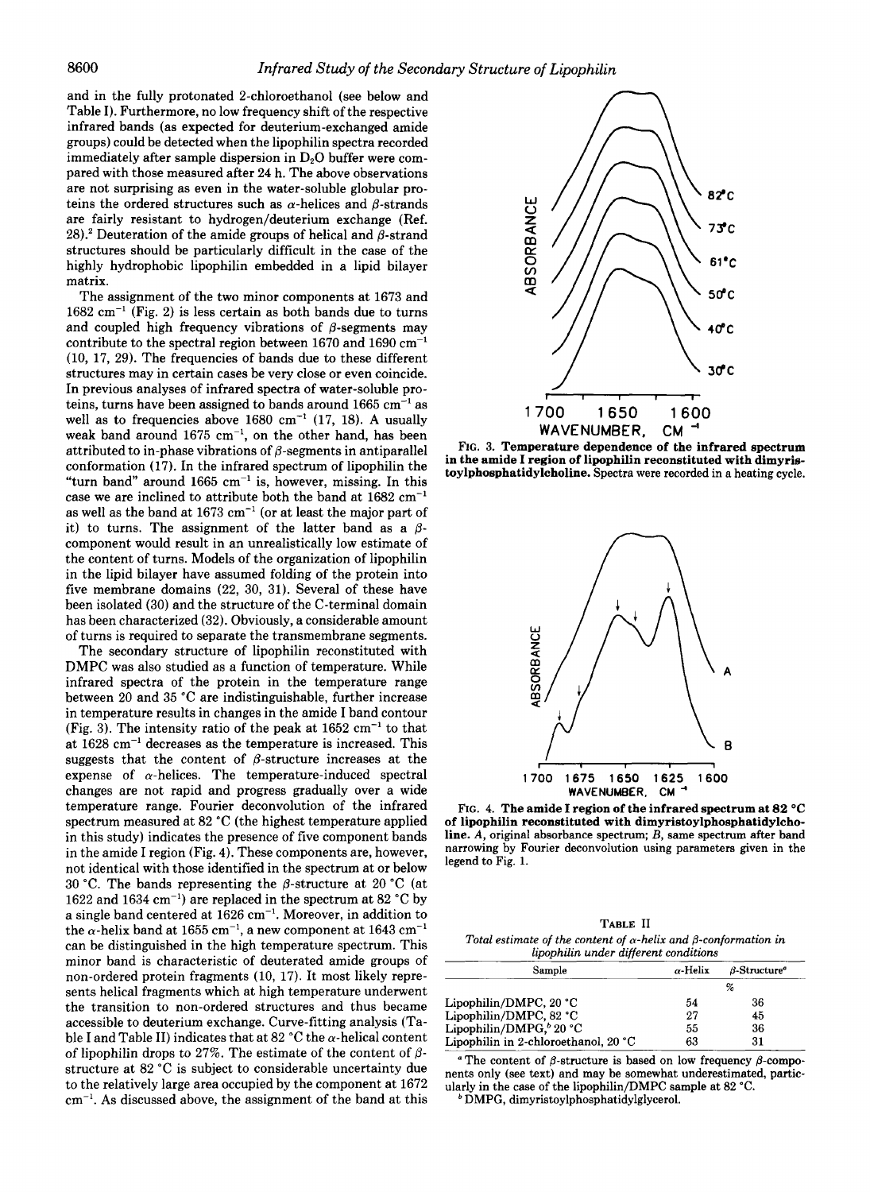and in the fully protonated 2-chloroethanol (see below and Table I). Furthermore, no low frequency shift of the respective infrared bands (as expected for deuterium-exchanged amide groups) could be detected when the lipophilin spectra recorded immediately after sample dispersion in $D_2O$ buffer were compared with those measured after 24 h. The above observations are not surprising as even in the water-soluble globular proteins the ordered structures such as α-helices and β-strands are fairly resistant to hydrogen/deuterium exchange (Ref. 28).[2] Deuteration of the amide groups of helical and β-strand structures should be particularly difficult in the case of the highly hydrophobic lipophilin embedded in a lipid bilayer matrix.

The assignment of the two minor components at 1673 and 1682 $cm^{-1}$ (Fig. 2) is less certain as both bands due to turns and coupled high frequency vibrations of β-segments may contribute to the spectral region between 1670 and 1690 $cm^{-1}$ (10, 17, 29). The frequencies of bands due to these different structures may in certain cases be very close or even coincide. In previous analyses of infrared spectra of water-soluble proteins, turns have been assigned to bands around 1665 $cm^{-1}$ as well as to frequencies above 1680 $cm^{-1}$ (17, 18). A usually weak band around 1675 $cm^{-1}$, on the other hand, has been attributed to in-phase vibrations of β-segments in antiparallel conformation (17). In the infrared spectrum of lipophilin the "turn band" around 1665 $cm^{-1}$ is, however, missing. In this case we are inclined to attribute both the band at 1682 $cm^{-1}$ as well as the band at 1673 $cm^{-1}$ (or at least the major part of it) to turns. The assignment of the latter band as a β-component would result in an unrealistically low estimate of the content of turns. Models of the organization of lipophilin in the lipid bilayer have assumed folding of the protein into five membrane domains (22, 30, 31). Several of these have been isolated (30) and the structure of the C-terminal domain has been characterized (32). Obviously, a considerable amount of turns is required to separate the transmembrane segments.

The secondary structure of lipophilin reconstituted with DMPC was also studied as a function of temperature. While infrared spectra of the protein in the temperature range between 20 and 35 °C are indistinguishable, further increase in temperature results in changes in the amide I band contour (Fig. 3). The intensity ratio of the peak at 1652 $cm^{-1}$ to that at 1628 $cm^{-1}$ decreases as the temperature is increased. This suggests that the content of β-structure increases at the expense of α-helices. The temperature-induced spectral changes are not rapid and progress gradually over a wide temperature range. Fourier deconvolution of the infrared spectrum measured at 82 °C (the highest temperature applied in this study) indicates the presence of five component bands in the amide I region (Fig. 4). These components are, however, not identical with those identified in the spectrum at or below 30 °C. The bands representing the β-structure at 20 °C (at 1622 and 1634 $cm^{-1}$) are replaced in the spectrum at 82 °C by a single band centered at 1626 $cm^{-1}$. Moreover, in addition to the α-helix band at 1655 $cm^{-1}$, a new component at 1643 $cm^{-1}$ can be distinguished in the high temperature spectrum. This minor band is characteristic of deuterated amide groups of non-ordered protein fragments (10, 17). It most likely represents helical fragments which at high temperature underwent the transition to non-ordered structures and thus became accessible to deuterium exchange. Curve-fitting analysis (Table I and Table II) indicates that at 82 °C the α-helical content of lipophilin drops to 27%. The estimate of the content of β-structure at 82 °C is subject to considerable uncertainty due to the relatively large area occupied by the component at 1672 $cm^{-1}$. As discussed above, the assignment of the band at this

FIG. 3. **Temperature dependence of the infrared spectrum in the amide I region of lipophilin reconstituted with dimyristoylphosphatidylcholine.** Spectra were recorded in a heating cycle.

FIG. 4. **The amide I region of the infrared spectrum at 82 °C of lipophilin reconstituted with dimyristoylphosphatidylcholine.** *A*, original absorbance spectrum; *B*, same spectrum after band narrowing by Fourier deconvolution using parameters given in the legend to Fig. 1.

TABLE II

*Total estimate of the content of α-helix and β-conformation in lipophilin under different conditions*

| Sample | α-Helix | β-Structure[a] |
|---|---|---|
| | % | |
| Lipophilin/DMPC, 20 °C | 54 | 36 |
| Lipophilin/DMPC, 82 °C | 27 | 45 |
| Lipophilin/DMPG,[b] 20 °C | 55 | 36 |
| Lipophilin in 2-chloroethanol, 20 °C | 63 | 31 |

[a] The content of β-structure is based on low frequency β-components only (see text) and may be somewhat underestimated, particularly in the case of the lipophilin/DMPC sample at 82 °C.

[b] DMPG, dimyristoylphosphatidylglycerol.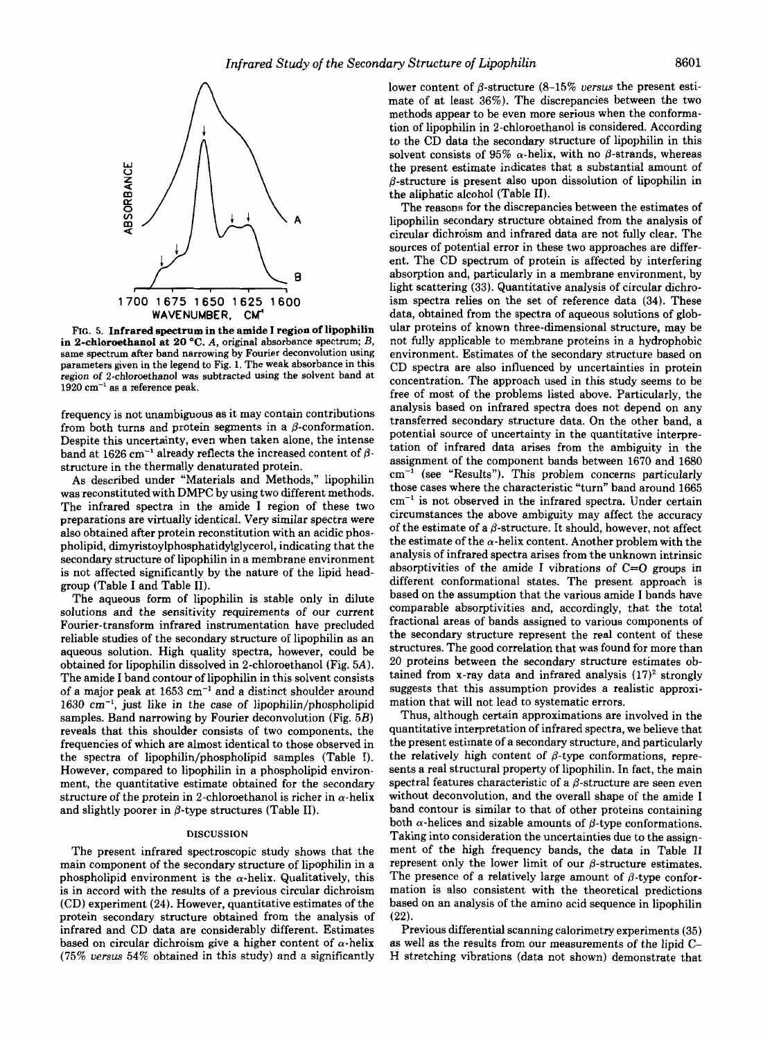FIG. 5. **Infrared spectrum in the amide I region of lipophilin in 2-chloroethanol at 20 °C.** *A*, original absorbance spectrum; *B*, same spectrum after band narrowing by Fourier deconvolution using parameters given in the legend to Fig. 1. The weak absorbance in this region of 2-chloroethanol was subtracted using the solvent band at 1920 $cm^{-1}$ as a reference peak.

frequency is not unambiguous as it may contain contributions from both turns and protein segments in a $\beta$-conformation. Despite this uncertainty, even when taken alone, the intense band at 1626 $cm^{-1}$ already reflects the increased content of $\beta$-structure in the thermally denaturated protein.

As described under "Materials and Methods," lipophilin was reconstituted with DMPC by using two different methods. The infrared spectra in the amide I region of these two preparations are virtually identical. Very similar spectra were also obtained after protein reconstitution with an acidic phospholipid, dimyristoylphosphatidylglycerol, indicating that the secondary structure of lipophilin in a membrane environment is not affected significantly by the nature of the lipid headgroup (Table I and Table II).

The aqueous form of lipophilin is stable only in dilute solutions and the sensitivity requirements of our current Fourier-transform infrared instrumentation have precluded reliable studies of the secondary structure of lipophilin as an aqueous solution. High quality spectra, however, could be obtained for lipophilin dissolved in 2-chloroethanol (Fig. 5*A*). The amide I band contour of lipophilin in this solvent consists of a major peak at 1653 $cm^{-1}$ and a distinct shoulder around 1630 $cm^{-1}$, just like in the case of lipophilin/phospholipid samples. Band narrowing by Fourier deconvolution (Fig. 5*B*) reveals that this shoulder consists of two components, the frequencies of which are almost identical to those observed in the spectra of lipophilin/phospholipid samples (Table I). However, compared to lipophilin in a phospholipid environment, the quantitative estimate obtained for the secondary structure of the protein in 2-chloroethanol is richer in $\alpha$-helix and slightly poorer in $\beta$-type structures (Table II).

## DISCUSSION

The present infrared spectroscopic study shows that the main component of the secondary structure of lipophilin in a phospholipid environment is the $\alpha$-helix. Qualitatively, this is in accord with the results of a previous circular dichroism (CD) experiment (24). However, quantitative estimates of the protein secondary structure obtained from the analysis of infrared and CD data are considerably different. Estimates based on circular dichroism give a higher content of $\alpha$-helix (75% *versus* 54% obtained in this study) and a significantly lower content of $\beta$-structure (8–15% *versus* the present estimate of at least 36%). The discrepancies between the two methods appear to be even more serious when the conformation of lipophilin in 2-chloroethanol is considered. According to the CD data the secondary structure of lipophilin in this solvent consists of 95% $\alpha$-helix, with no $\beta$-strands, whereas the present estimate indicates that a substantial amount of $\beta$-structure is present also upon dissolution of lipophilin in the aliphatic alcohol (Table II).

The reasons for the discrepancies between the estimates of lipophilin secondary structure obtained from the analysis of circular dichroism and infrared data are not fully clear. The sources of potential error in these two approaches are different. The CD spectrum of protein is affected by interfering absorption and, particularly in a membrane environment, by light scattering (33). Quantitative analysis of circular dichroism spectra relies on the set of reference data (34). These data, obtained from the spectra of aqueous solutions of globular proteins of known three-dimensional structure, may be not fully applicable to membrane proteins in a hydrophobic environment. Estimates of the secondary structure based on CD spectra are also influenced by uncertainties in protein concentration. The approach used in this study seems to be free of most of the problems listed above. Particularly, the analysis based on infrared spectra does not depend on any transferred secondary structure data. On the other band, a potential source of uncertainty in the quantitative interpretation of infrared data arises from the ambiguity in the assignment of the component bands between 1670 and 1680 $cm^{-1}$ (see "Results"). This problem concerns particularly those cases where the characteristic "turn" band around 1665 $cm^{-1}$ is not observed in the infrared spectra. Under certain circumstances the above ambiguity may affect the accuracy of the estimate of a $\beta$-structure. It should, however, not affect the estimate of the $\alpha$-helix content. Another problem with the analysis of infrared spectra arises from the unknown intrinsic absorptivities of the amide I vibrations of C=O groups in different conformational states. The present approach is based on the assumption that the various amide I bands have comparable absorptivities and, accordingly, that the total fractional areas of bands assigned to various components of the secondary structure represent the real content of these structures. The good correlation that was found for more than 20 proteins between the secondary structure estimates obtained from x-ray data and infrared analysis (17)[2] strongly suggests that this assumption provides a realistic approximation that will not lead to systematic errors.

Thus, although certain approximations are involved in the quantitative interpretation of infrared spectra, we believe that the present estimate of a secondary structure, and particularly the relatively high content of $\beta$-type conformations, represents a real structural property of lipophilin. In fact, the main spectral features characteristic of a $\beta$-structure are seen even without deconvolution, and the overall shape of the amide I band contour is similar to that of other proteins containing both $\alpha$-helices and sizable amounts of $\beta$-type conformations. Taking into consideration the uncertainties due to the assignment of the high frequency bands, the data in Table II represent only the lower limit of our $\beta$-structure estimates. The presence of a relatively large amount of $\beta$-type conformation is also consistent with the theoretical predictions based on an analysis of the amino acid sequence in lipophilin (22).

Previous differential scanning calorimetry experiments (35) as well as the results from our measurements of the lipid C–H stretching vibrations (data not shown) demonstrate that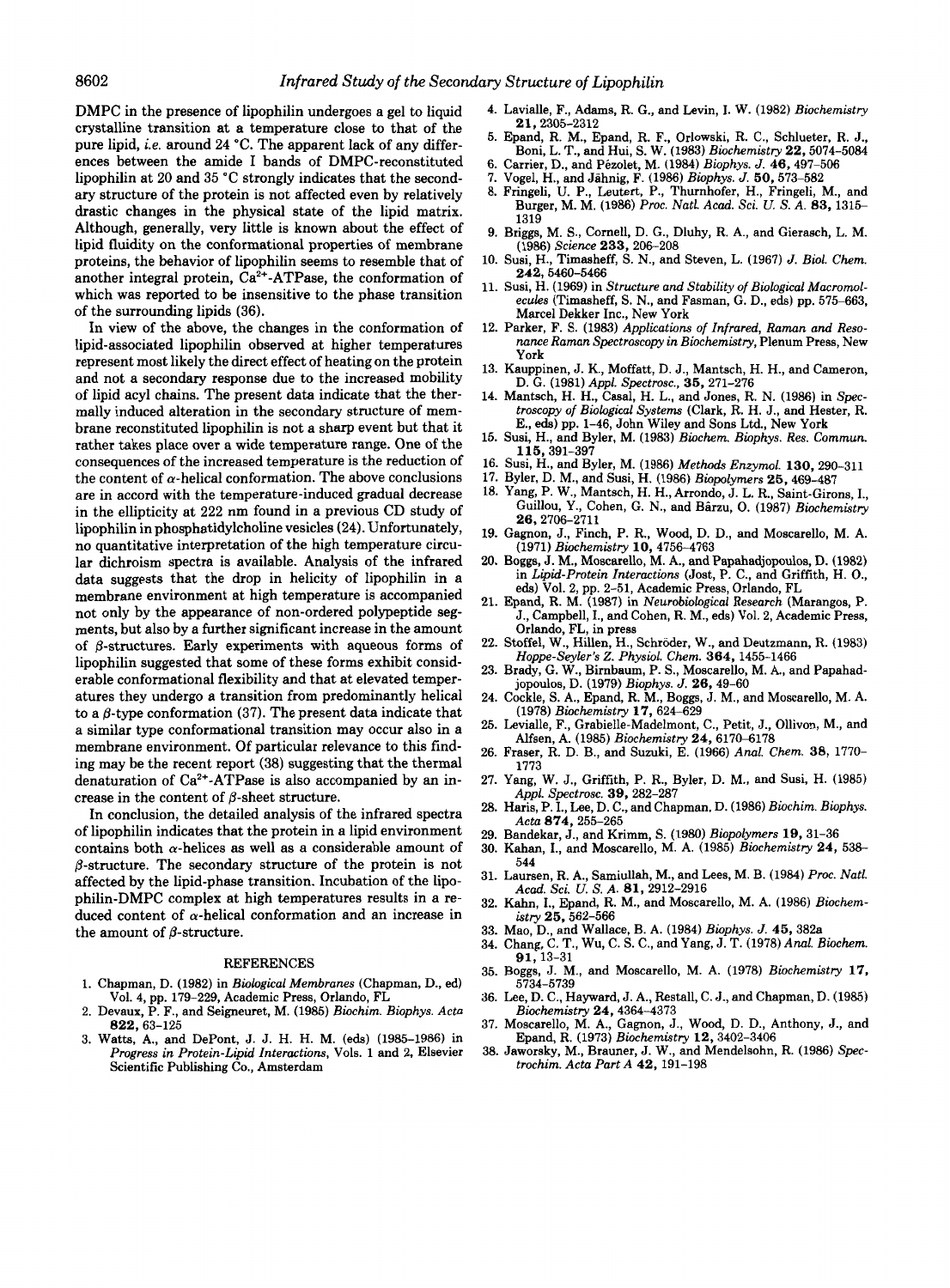DMPC in the presence of lipophilin undergoes a gel to liquid crystalline transition at a temperature close to that of the pure lipid, *i.e.* around 24 °C. The apparent lack of any differences between the amide I bands of DMPC-reconstituted lipophilin at 20 and 35 °C strongly indicates that the secondary structure of the protein is not affected even by relatively drastic changes in the physical state of the lipid matrix. Although, generally, very little is known about the effect of lipid fluidity on the conformational properties of membrane proteins, the behavior of lipophilin seems to resemble that of another integral protein, $Ca^{2+}$-ATPase, the conformation of which was reported to be insensitive to the phase transition of the surrounding lipids (36).

In view of the above, the changes in the conformation of lipid-associated lipophilin observed at higher temperatures represent most likely the direct effect of heating on the protein and not a secondary response due to the increased mobility of lipid acyl chains. The present data indicate that the thermally induced alteration in the secondary structure of membrane reconstituted lipophilin is not a sharp event but that it rather takes place over a wide temperature range. One of the consequences of the increased temperature is the reduction of the content of α-helical conformation. The above conclusions are in accord with the temperature-induced gradual decrease in the ellipticity at 222 nm found in a previous CD study of lipophilin in phosphatidylcholine vesicles (24). Unfortunately, no quantitative interpretation of the high temperature circular dichroism spectra is available. Analysis of the infrared data suggests that the drop in helicity of lipophilin in a membrane environment at high temperature is accompanied not only by the appearance of non-ordered polypeptide segments, but also by a further significant increase in the amount of β-structures. Early experiments with aqueous forms of lipophilin suggested that some of these forms exhibit considerable conformational flexibility and that at elevated temperatures they undergo a transition from predominantly helical to a β-type conformation (37). The present data indicate that a similar type conformational transition may occur also in a membrane environment. Of particular relevance to this finding may be the recent report (38) suggesting that the thermal denaturation of $Ca^{2+}$-ATPase is also accompanied by an increase in the content of β-sheet structure.

In conclusion, the detailed analysis of the infrared spectra of lipophilin indicates that the protein in a lipid environment contains both α-helices as well as a considerable amount of β-structure. The secondary structure of the protein is not affected by the lipid-phase transition. Incubation of the lipophilin-DMPC complex at high temperatures results in a reduced content of α-helical conformation and an increase in the amount of β-structure.

## REFERENCES

1. Chapman, D. (1982) in *Biological Membranes* (Chapman, D., ed) Vol. 4, pp. 179–229, Academic Press, Orlando, FL
2. Devaux, P. F., and Seigneuret, M. (1985) *Biochim. Biophys. Acta* **822**, 63–125
3. Watts, A., and DePont, J. J. H. H. M. (eds) (1985–1986) in *Progress in Protein-Lipid Interactions*, Vols. 1 and 2, Elsevier Scientific Publishing Co., Amsterdam
4. Lavialle, F., Adams, R. G., and Levin, I. W. (1982) *Biochemistry* **21**, 2305–2312
5. Epand, R. M., Epand, R. F., Orlowski, R. C., Schlueter, R. J., Boni, L. T., and Hui, S. W. (1983) *Biochemistry* **22**, 5074–5084
6. Carrier, D., and Pézolet, M. (1984) *Biophys. J.* **46**, 497–506
7. Vogel, H., and Jähnig, F. (1986) *Biophys. J.* **50**, 573–582
8. Fringeli, U. P., Leutert, P., Thurnhofer, H., Fringeli, M., and Burger, M. M. (1986) *Proc. Natl. Acad. Sci. U. S. A.* **83**, 1315–1319
9. Briggs, M. S., Cornell, D. G., Dluhy, R. A., and Gierasch, L. M. (1986) *Science* **233**, 206–208
10. Susi, H., Timasheff, S. N., and Steven, L. (1967) *J. Biol. Chem.* **242**, 5460–5466
11. Susi, H. (1969) in *Structure and Stability of Biological Macromolecules* (Timasheff, S. N., and Fasman, G. D., eds) pp. 575–663, Marcel Dekker Inc., New York
12. Parker, F. S. (1983) *Applications of Infrared, Raman and Resonance Raman Spectroscopy in Biochemistry*, Plenum Press, New York
13. Kauppinen, J. K., Moffatt, D. J., Mantsch, H. H., and Cameron, D. G. (1981) *Appl. Spectrosc.*, **35**, 271–276
14. Mantsch, H. H., Casal, H. L., and Jones, R. N. (1986) in *Spectroscopy of Biological Systems* (Clark, R. H. J., and Hester, R. E., eds) pp. 1–46, John Wiley and Sons Ltd., New York
15. Susi, H., and Byler, M. (1983) *Biochem. Biophys. Res. Commun.* **115**, 391–397
16. Susi, H., and Byler, M. (1986) *Methods Enzymol.* **130**, 290–311
17. Byler, D. M., and Susi, H. (1986) *Biopolymers* **25**, 469–487
18. Yang, P. W., Mantsch, H. H., Arrondo, J. L. R., Saint-Girons, I., Guillou, Y., Cohen, G. N., and Bârzu, O. (1987) *Biochemistry* **26**, 2706–2711
19. Gagnon, J., Finch, P. R., Wood, D. D., and Moscarello, M. A. (1971) *Biochemistry* **10**, 4756–4763
20. Boggs, J. M., Moscarello, M. A., and Papahadjopoulos, D. (1982) in *Lipid-Protein Interactions* (Jost, P. C., and Griffith, H. O., eds) Vol. 2, pp. 2–51, Academic Press, Orlando, FL
21. Epand, R. M. (1987) in *Neurobiological Research* (Marangos, P. J., Campbell, I., and Cohen, R. M., eds) Vol. 2, Academic Press, Orlando, FL, in press
22. Stoffel, W., Hillen, H., Schröder, W., and Deutzmann, R. (1983) *Hoppe-Seyler's Z. Physiol. Chem.* **364**, 1455–1466
23. Brady, G. W., Birnbaum, P. S., Moscarello, M. A., and Papahadjopoulos, D. (1979) *Biophys. J.* **26**, 49–60
24. Cockle, S. A., Epand, R. M., Boggs, J. M., and Moscarello, M. A. (1978) *Biochemistry* **17**, 624–629
25. Lavialle, F., Grabielle-Madelmont, C., Petit, J., Ollivon, M., and Alfsen, A. (1985) *Biochemistry* **24**, 6170–6178
26. Fraser, R. D. B., and Suzuki, E. (1966) *Anal. Chem.* **38**, 1770–1773
27. Yang, W. J., Griffith, P. R., Byler, D. M., and Susi, H. (1985) *Appl. Spectrosc.* **39**, 282–287
28. Haris, P. I., Lee, D. C., and Chapman, D. (1986) *Biochim. Biophys. Acta* **874**, 255–265
29. Bandekar, J., and Krimm, S. (1980) *Biopolymers* **19**, 31–36
30. Kahan, I., and Moscarello, M. A. (1985) *Biochemistry* **24**, 538–544
31. Laursen, R. A., Samiullah, M., and Lees, M. B. (1984) *Proc. Natl. Acad. Sci. U. S. A.* **81**, 2912–2916
32. Kahn, I., Epand, R. M., and Moscarello, M. A. (1986) *Biochemistry* **25**, 562–566
33. Mao, D., and Wallace, B. A. (1984) *Biophys. J.* **45**, 382a
34. Chang, C. T., Wu, C. S. C., and Yang, J. T. (1978) *Anal. Biochem.* **91**, 13–31
35. Boggs, J. M., and Moscarello, M. A. (1978) *Biochemistry* **17**, 5734–5739
36. Lee, D. C., Hayward, J. A., Restall, C. J., and Chapman, D. (1985) *Biochemistry* **24**, 4364–4373
37. Moscarello, M. A., Gagnon, J., Wood, D. D., Anthony, J., and Epand, R. (1973) *Biochemistry* **12**, 3402–3406
38. Jaworsky, M., Brauner, J. W., and Mendelsohn, R. (1986) *Spectrochim. Acta Part A* **42**, 191–198